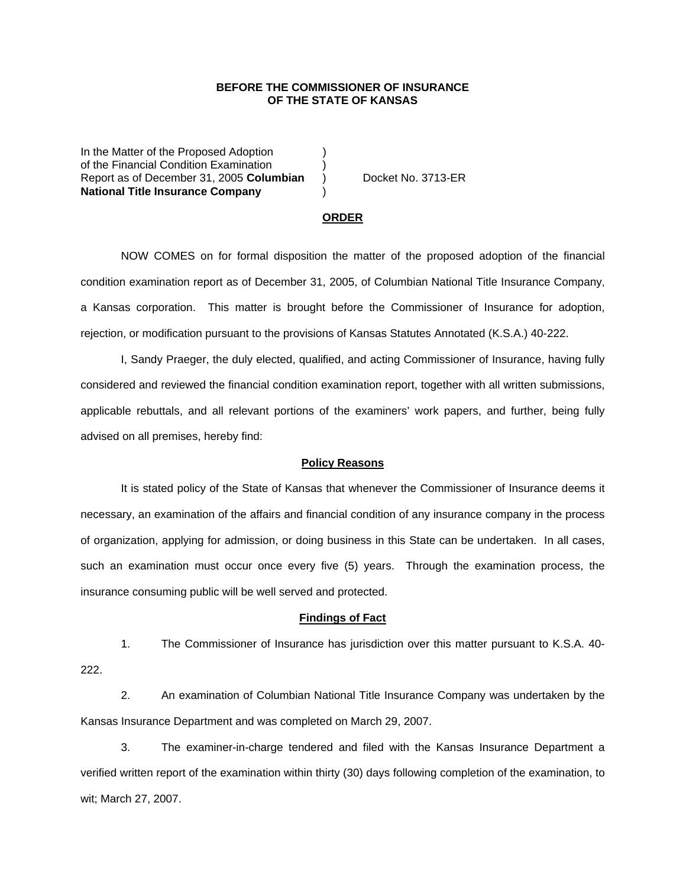**BEFORE THE COMMISSIONER OF INSURANCE**
**OF THE STATE OF KANSAS**

In the Matter of the Proposed Adoption )
of the Financial Condition Examination )
Report as of December 31, 2005 **Columbian** ) Docket No. 3713-ER
**National Title Insurance Company** )

**ORDER**

NOW COMES on for formal disposition the matter of the proposed adoption of the financial condition examination report as of December 31, 2005, of Columbian National Title Insurance Company, a Kansas corporation. This matter is brought before the Commissioner of Insurance for adoption, rejection, or modification pursuant to the provisions of Kansas Statutes Annotated (K.S.A.) 40-222.

I, Sandy Praeger, the duly elected, qualified, and acting Commissioner of Insurance, having fully considered and reviewed the financial condition examination report, together with all written submissions, applicable rebuttals, and all relevant portions of the examiners' work papers, and further, being fully advised on all premises, hereby find:

**Policy Reasons**

It is stated policy of the State of Kansas that whenever the Commissioner of Insurance deems it necessary, an examination of the affairs and financial condition of any insurance company in the process of organization, applying for admission, or doing business in this State can be undertaken. In all cases, such an examination must occur once every five (5) years. Through the examination process, the insurance consuming public will be well served and protected.

**Findings of Fact**

1. The Commissioner of Insurance has jurisdiction over this matter pursuant to K.S.A. 40-222.

2. An examination of Columbian National Title Insurance Company was undertaken by the Kansas Insurance Department and was completed on March 29, 2007.

3. The examiner-in-charge tendered and filed with the Kansas Insurance Department a verified written report of the examination within thirty (30) days following completion of the examination, to wit; March 27, 2007.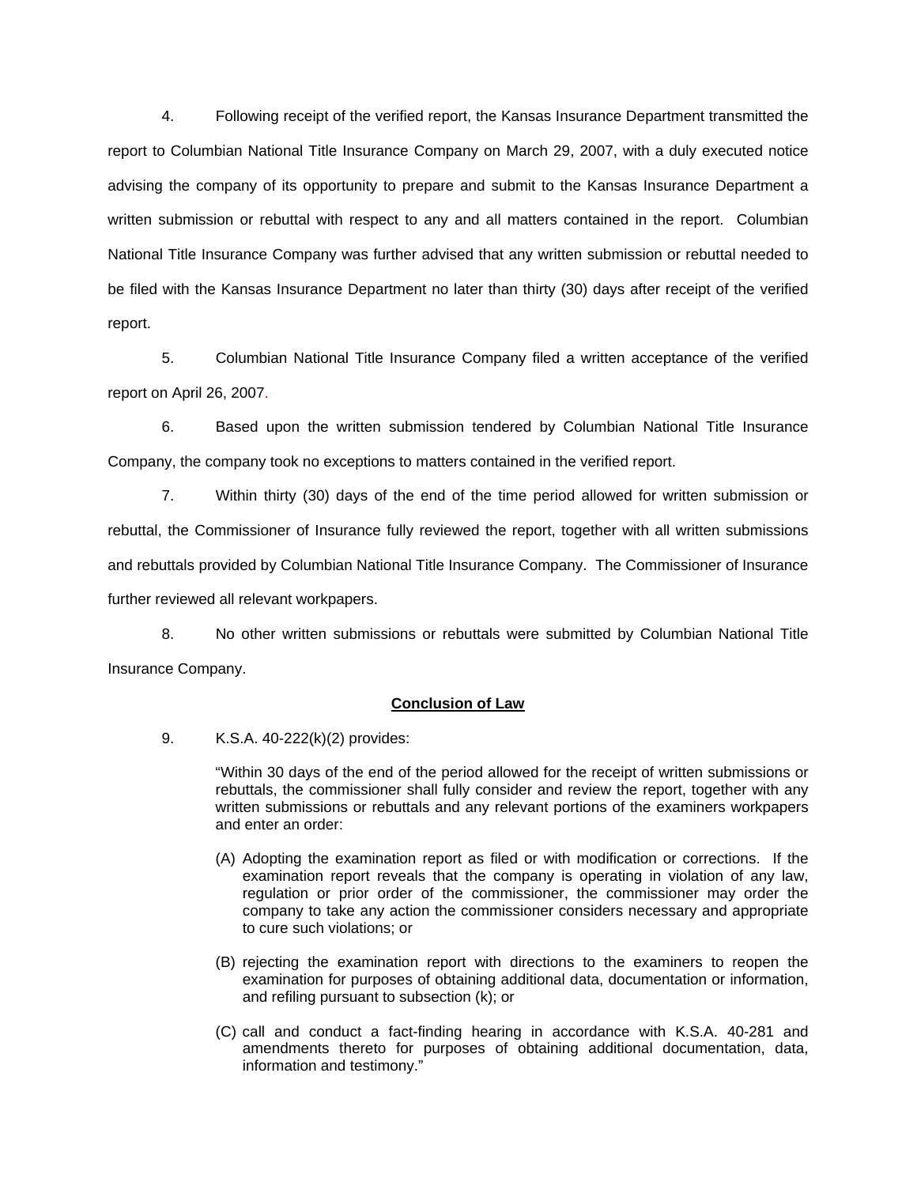4. Following receipt of the verified report, the Kansas Insurance Department transmitted the report to Columbian National Title Insurance Company on March 29, 2007, with a duly executed notice advising the company of its opportunity to prepare and submit to the Kansas Insurance Department a written submission or rebuttal with respect to any and all matters contained in the report. Columbian National Title Insurance Company was further advised that any written submission or rebuttal needed to be filed with the Kansas Insurance Department no later than thirty (30) days after receipt of the verified report.

5. Columbian National Title Insurance Company filed a written acceptance of the verified report on April 26, 2007.

6. Based upon the written submission tendered by Columbian National Title Insurance Company, the company took no exceptions to matters contained in the verified report.

7. Within thirty (30) days of the end of the time period allowed for written submission or rebuttal, the Commissioner of Insurance fully reviewed the report, together with all written submissions and rebuttals provided by Columbian National Title Insurance Company. The Commissioner of Insurance further reviewed all relevant workpapers.

8. No other written submissions or rebuttals were submitted by Columbian National Title Insurance Company.

## Conclusion of Law

9. K.S.A. 40-222(k)(2) provides:

> "Within 30 days of the end of the period allowed for the receipt of written submissions or rebuttals, the commissioner shall fully consider and review the report, together with any written submissions or rebuttals and any relevant portions of the examiners workpapers and enter an order:
>
> (A) Adopting the examination report as filed or with modification or corrections. If the examination report reveals that the company is operating in violation of any law, regulation or prior order of the commissioner, the commissioner may order the company to take any action the commissioner considers necessary and appropriate to cure such violations; or
>
> (B) rejecting the examination report with directions to the examiners to reopen the examination for purposes of obtaining additional data, documentation or information, and refiling pursuant to subsection (k); or
>
> (C) call and conduct a fact-finding hearing in accordance with K.S.A. 40-281 and amendments thereto for purposes of obtaining additional documentation, data, information and testimony."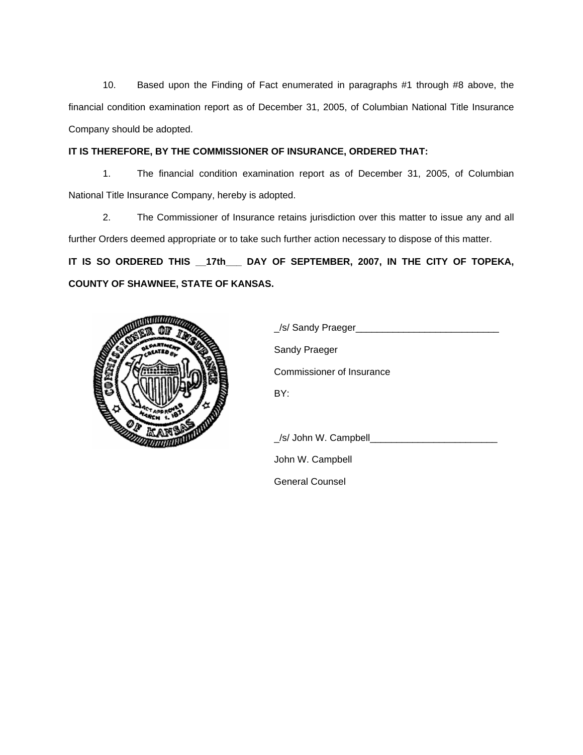10. Based upon the Finding of Fact enumerated in paragraphs #1 through #8 above, the financial condition examination report as of December 31, 2005, of Columbian National Title Insurance Company should be adopted.

**IT IS THEREFORE, BY THE COMMISSIONER OF INSURANCE, ORDERED THAT:**

1. The financial condition examination report as of December 31, 2005, of Columbian National Title Insurance Company, hereby is adopted.

2. The Commissioner of Insurance retains jurisdiction over this matter to issue any and all further Orders deemed appropriate or to take such further action necessary to dispose of this matter.

**IT IS SO ORDERED THIS __17th___ DAY OF SEPTEMBER, 2007, IN THE CITY OF TOPEKA, COUNTY OF SHAWNEE, STATE OF KANSAS.**

_/s/ Sandy Praeger___________________________

Sandy Praeger

Commissioner of Insurance

BY:

_/s/ John W. Campbell________________________

John W. Campbell

General Counsel